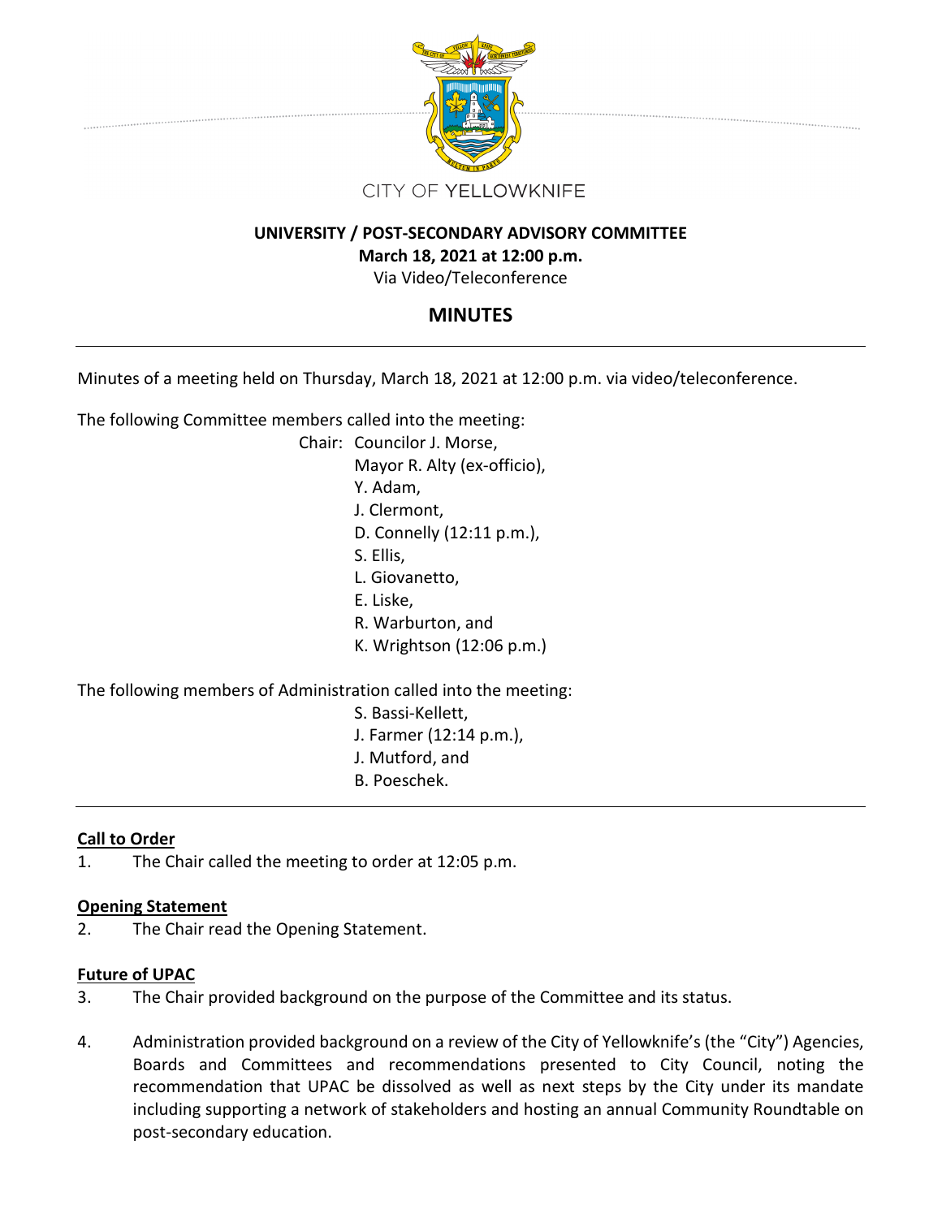CITY OF YELLOWKNIFE

# UNIVERSITY / POST-SECONDARY ADVISORY COMMITTEE

**March 18, 2021 at 12:00 p.m.**

Via Video/Teleconference

## MINUTES

Minutes of a meeting held on Thursday, March 18, 2021 at 12:00 p.m. via video/teleconference.

The following Committee members called into the meeting:

Chair: Councilor J. Morse,
Mayor R. Alty (ex-officio),
Y. Adam,
J. Clermont,
D. Connelly (12:11 p.m.),
S. Ellis,
L. Giovanetto,
E. Liske,
R. Warburton, and
K. Wrightson (12:06 p.m.)

The following members of Administration called into the meeting:

S. Bassi-Kellett,
J. Farmer (12:14 p.m.),
J. Mutford, and
B. Poeschek.

### Call to Order

1. The Chair called the meeting to order at 12:05 p.m.

### Opening Statement

2. The Chair read the Opening Statement.

### Future of UPAC

3. The Chair provided background on the purpose of the Committee and its status.

4. Administration provided background on a review of the City of Yellowknife's (the "City") Agencies, Boards and Committees and recommendations presented to City Council, noting the recommendation that UPAC be dissolved as well as next steps by the City under its mandate including supporting a network of stakeholders and hosting an annual Community Roundtable on post-secondary education.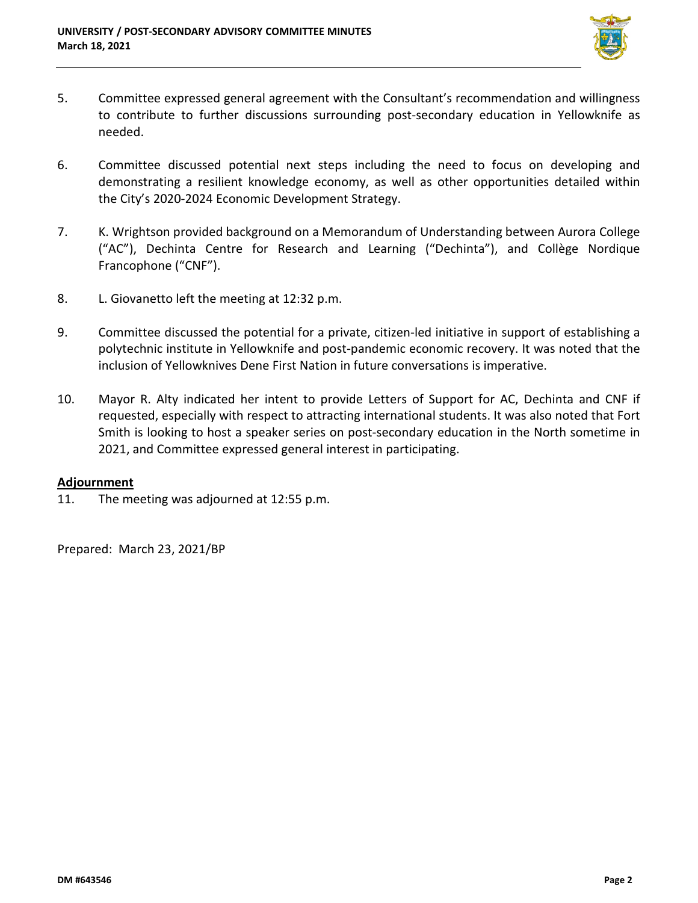5. Committee expressed general agreement with the Consultant's recommendation and willingness to contribute to further discussions surrounding post-secondary education in Yellowknife as needed.

6. Committee discussed potential next steps including the need to focus on developing and demonstrating a resilient knowledge economy, as well as other opportunities detailed within the City's 2020-2024 Economic Development Strategy.

7. K. Wrightson provided background on a Memorandum of Understanding between Aurora College ("AC"), Dechinta Centre for Research and Learning ("Dechinta"), and Collège Nordique Francophone ("CNF").

8. L. Giovanetto left the meeting at 12:32 p.m.

9. Committee discussed the potential for a private, citizen-led initiative in support of establishing a polytechnic institute in Yellowknife and post-pandemic economic recovery. It was noted that the inclusion of Yellowknives Dene First Nation in future conversations is imperative.

10. Mayor R. Alty indicated her intent to provide Letters of Support for AC, Dechinta and CNF if requested, especially with respect to attracting international students. It was also noted that Fort Smith is looking to host a speaker series on post-secondary education in the North sometime in 2021, and Committee expressed general interest in participating.

**Adjournment**

11. The meeting was adjourned at 12:55 p.m.

Prepared: March 23, 2021/BP

DM #643546